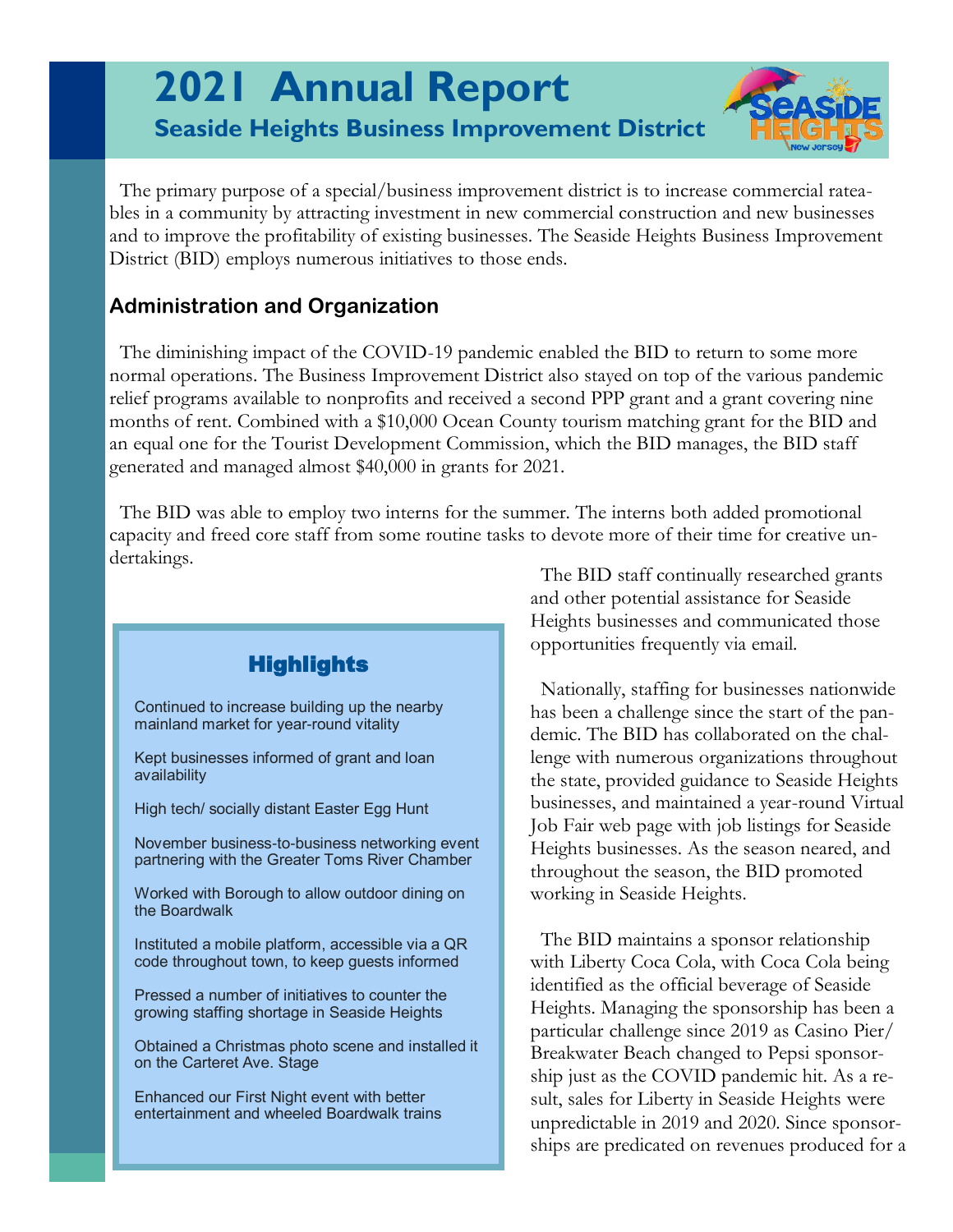# 2021 Annual Report

## Seaside Heights Business Improvement District

The primary purpose of a special/business improvement district is to increase commercial rateables in a community by attracting investment in new commercial construction and new businesses and to improve the profitability of existing businesses. The Seaside Heights Business Improvement District (BID) employs numerous initiatives to those ends.

### Administration and Organization

The diminishing impact of the COVID-19 pandemic enabled the BID to return to some more normal operations. The Business Improvement District also stayed on top of the various pandemic relief programs available to nonprofits and received a second PPP grant and a grant covering nine months of rent. Combined with a $10,000 Ocean County tourism matching grant for the BID and an equal one for the Tourist Development Commission, which the BID manages, the BID staff generated and managed almost $40,000 in grants for 2021.

The BID was able to employ two interns for the summer. The interns both added promotional capacity and freed core staff from some routine tasks to devote more of their time for creative undertakings.

The BID staff continually researched grants and other potential assistance for Seaside Heights businesses and communicated those opportunities frequently via email.

Nationally, staffing for businesses nationwide has been a challenge since the start of the pandemic. The BID has collaborated on the challenge with numerous organizations throughout the state, provided guidance to Seaside Heights businesses, and maintained a year-round Virtual Job Fair web page with job listings for Seaside Heights businesses. As the season neared, and throughout the season, the BID promoted working in Seaside Heights.

The BID maintains a sponsor relationship with Liberty Coca Cola, with Coca Cola being identified as the official beverage of Seaside Heights. Managing the sponsorship has been a particular challenge since 2019 as Casino Pier/ Breakwater Beach changed to Pepsi sponsorship just as the COVID pandemic hit. As a result, sales for Liberty in Seaside Heights were unpredictable in 2019 and 2020. Since sponsorships are predicated on revenues produced for a

### Highlights

- Continued to increase building up the nearby mainland market for year-round vitality
- Kept businesses informed of grant and loan availability
- High tech/ socially distant Easter Egg Hunt
- November business-to-business networking event partnering with the Greater Toms River Chamber
- Worked with Borough to allow outdoor dining on the Boardwalk
- Instituted a mobile platform, accessible via a QR code throughout town, to keep guests informed
- Pressed a number of initiatives to counter the growing staffing shortage in Seaside Heights
- Obtained a Christmas photo scene and installed it on the Carteret Ave. Stage
- Enhanced our First Night event with better entertainment and wheeled Boardwalk trains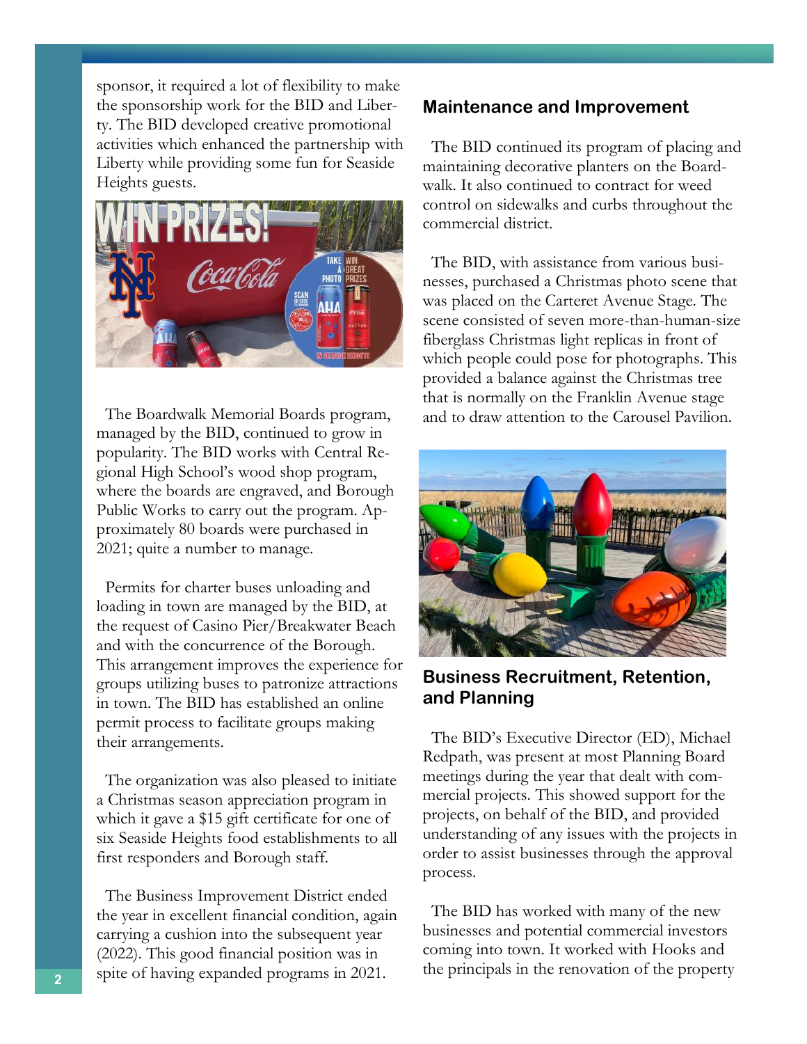sponsor, it required a lot of flexibility to make the sponsorship work for the BID and Liberty. The BID developed creative promotional activities which enhanced the partnership with Liberty while providing some fun for Seaside Heights guests.

The Boardwalk Memorial Boards program, managed by the BID, continued to grow in popularity. The BID works with Central Regional High School's wood shop program, where the boards are engraved, and Borough Public Works to carry out the program. Approximately 80 boards were purchased in 2021; quite a number to manage.

Permits for charter buses unloading and loading in town are managed by the BID, at the request of Casino Pier/Breakwater Beach and with the concurrence of the Borough. This arrangement improves the experience for groups utilizing buses to patronize attractions in town. The BID has established an online permit process to facilitate groups making their arrangements.

The organization was also pleased to initiate a Christmas season appreciation program in which it gave a $15 gift certificate for one of six Seaside Heights food establishments to all first responders and Borough staff.

The Business Improvement District ended the year in excellent financial condition, again carrying a cushion into the subsequent year (2022). This good financial position was in spite of having expanded programs in 2021.

### Maintenance and Improvement

The BID continued its program of placing and maintaining decorative planters on the Boardwalk. It also continued to contract for weed control on sidewalks and curbs throughout the commercial district.

The BID, with assistance from various businesses, purchased a Christmas photo scene that was placed on the Carteret Avenue Stage. The scene consisted of seven more-than-human-size fiberglass Christmas light replicas in front of which people could pose for photographs. This provided a balance against the Christmas tree that is normally on the Franklin Avenue stage and to draw attention to the Carousel Pavilion.

### Business Recruitment, Retention, and Planning

The BID's Executive Director (ED), Michael Redpath, was present at most Planning Board meetings during the year that dealt with commercial projects. This showed support for the projects, on behalf of the BID, and provided understanding of any issues with the projects in order to assist businesses through the approval process.

The BID has worked with many of the new businesses and potential commercial investors coming into town. It worked with Hooks and the principals in the renovation of the property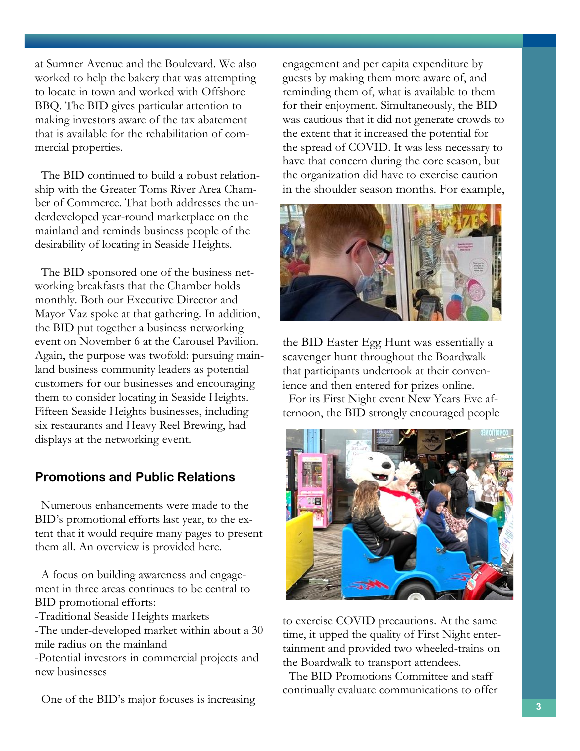at Sumner Avenue and the Boulevard. We also worked to help the bakery that was attempting to locate in town and worked with Offshore BBQ. The BID gives particular attention to making investors aware of the tax abatement that is available for the rehabilitation of commercial properties.

The BID continued to build a robust relationship with the Greater Toms River Area Chamber of Commerce. That both addresses the underdeveloped year-round marketplace on the mainland and reminds business people of the desirability of locating in Seaside Heights.

The BID sponsored one of the business networking breakfasts that the Chamber holds monthly. Both our Executive Director and Mayor Vaz spoke at that gathering. In addition, the BID put together a business networking event on November 6 at the Carousel Pavilion. Again, the purpose was twofold: pursuing mainland business community leaders as potential customers for our businesses and encouraging them to consider locating in Seaside Heights. Fifteen Seaside Heights businesses, including six restaurants and Heavy Reel Brewing, had displays at the networking event.

## Promotions and Public Relations

Numerous enhancements were made to the BID's promotional efforts last year, to the extent that it would require many pages to present them all. An overview is provided here.

A focus on building awareness and engagement in three areas continues to be central to BID promotional efforts:

- Traditional Seaside Heights markets
- The under-developed market within about a 30 mile radius on the mainland
- Potential investors in commercial projects and new businesses

One of the BID's major focuses is increasing engagement and per capita expenditure by guests by making them more aware of, and reminding them of, what is available to them for their enjoyment. Simultaneously, the BID was cautious that it did not generate crowds to the extent that it increased the potential for the spread of COVID. It was less necessary to have that concern during the core season, but the organization did have to exercise caution in the shoulder season months. For example, the BID Easter Egg Hunt was essentially a scavenger hunt throughout the Boardwalk that participants undertook at their convenience and then entered for prizes online.

For its First Night event New Years Eve afternoon, the BID strongly encouraged people to exercise COVID precautions. At the same time, it upped the quality of First Night entertainment and provided two wheeled-trains on the Boardwalk to transport attendees.

The BID Promotions Committee and staff continually evaluate communications to offer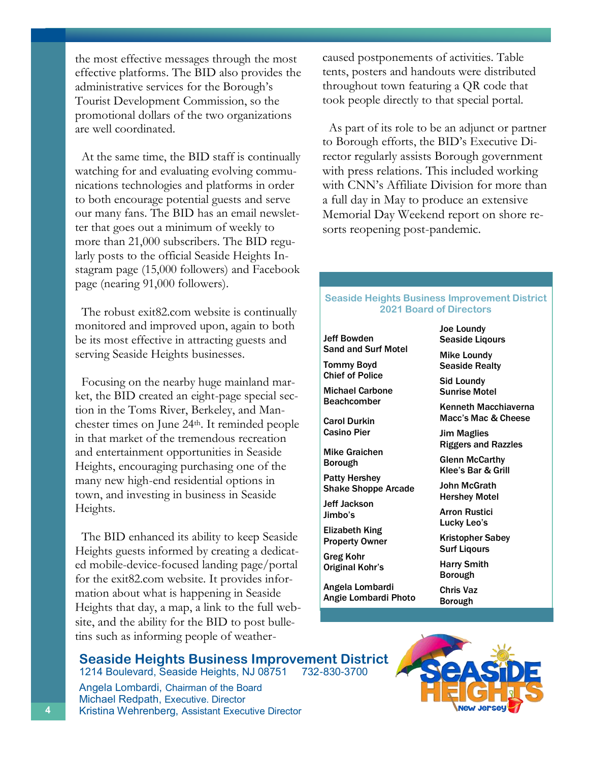the most effective messages through the most effective platforms. The BID also provides the administrative services for the Borough's Tourist Development Commission, so the promotional dollars of the two organizations are well coordinated.

At the same time, the BID staff is continually watching for and evaluating evolving communications technologies and platforms in order to both encourage potential guests and serve our many fans. The BID has an email newsletter that goes out a minimum of weekly to more than 21,000 subscribers. The BID regularly posts to the official Seaside Heights Instagram page (15,000 followers) and Facebook page (nearing 91,000 followers).

The robust exit82.com website is continually monitored and improved upon, again to both be its most effective in attracting guests and serving Seaside Heights businesses.

Focusing on the nearby huge mainland market, the BID created an eight-page special section in the Toms River, Berkeley, and Manchester times on June 24th. It reminded people in that market of the tremendous recreation and entertainment opportunities in Seaside Heights, encouraging purchasing one of the many new high-end residential options in town, and investing in business in Seaside Heights.

The BID enhanced its ability to keep Seaside Heights guests informed by creating a dedicated mobile-device-focused landing page/portal for the exit82.com website. It provides information about what is happening in Seaside Heights that day, a map, a link to the full website, and the ability for the BID to post bulletins such as informing people of weather-caused postponements of activities. Table tents, posters and handouts were distributed throughout town featuring a QR code that took people directly to that special portal.

As part of its role to be an adjunct or partner to Borough efforts, the BID's Executive Director regularly assists Borough government with press relations. This included working with CNN's Affiliate Division for more than a full day in May to produce an extensive Memorial Day Weekend report on shore resorts reopening post-pandemic.

### Seaside Heights Business Improvement District 2021 Board of Directors

**Jeff Bowden**
**Sand and Surf Motel**

**Tommy Boyd**
**Chief of Police**

**Michael Carbone**
**Beachcomber**

**Carol Durkin**
**Casino Pier**

**Mike Graichen**
**Borough**

**Patty Hershey**
**Shake Shoppe Arcade**

**Jeff Jackson**
**Jimbo's**

**Elizabeth King**
**Property Owner**

**Greg Kohr**
**Original Kohr's**

**Angela Lombardi**
**Angie Lombardi Photo**

**Joe Loundy**
**Seaside Liqours**

**Mike Loundy**
**Seaside Realty**

**Sid Loundy**
**Sunrise Motel**

**Kenneth Macchiaverna**
**Macc's Mac & Cheese**

**Jim Maglies**
**Riggers and Razzles**

**Glenn McCarthy**
**Klee's Bar & Grill**

**John McGrath**
**Hershey Motel**

**Arron Rustici**
**Lucky Leo's**

**Kristopher Sabey**
**Surf Liqours**

**Harry Smith**
**Borough**

**Chris Vaz**
**Borough**

## Seaside Heights Business Improvement District

1214 Boulevard, Seaside Heights, NJ 08751 732-830-3700

Angela Lombardi, Chairman of the Board
Michael Redpath, Executive. Director
Kristina Wehrenberg, Assistant Executive Director